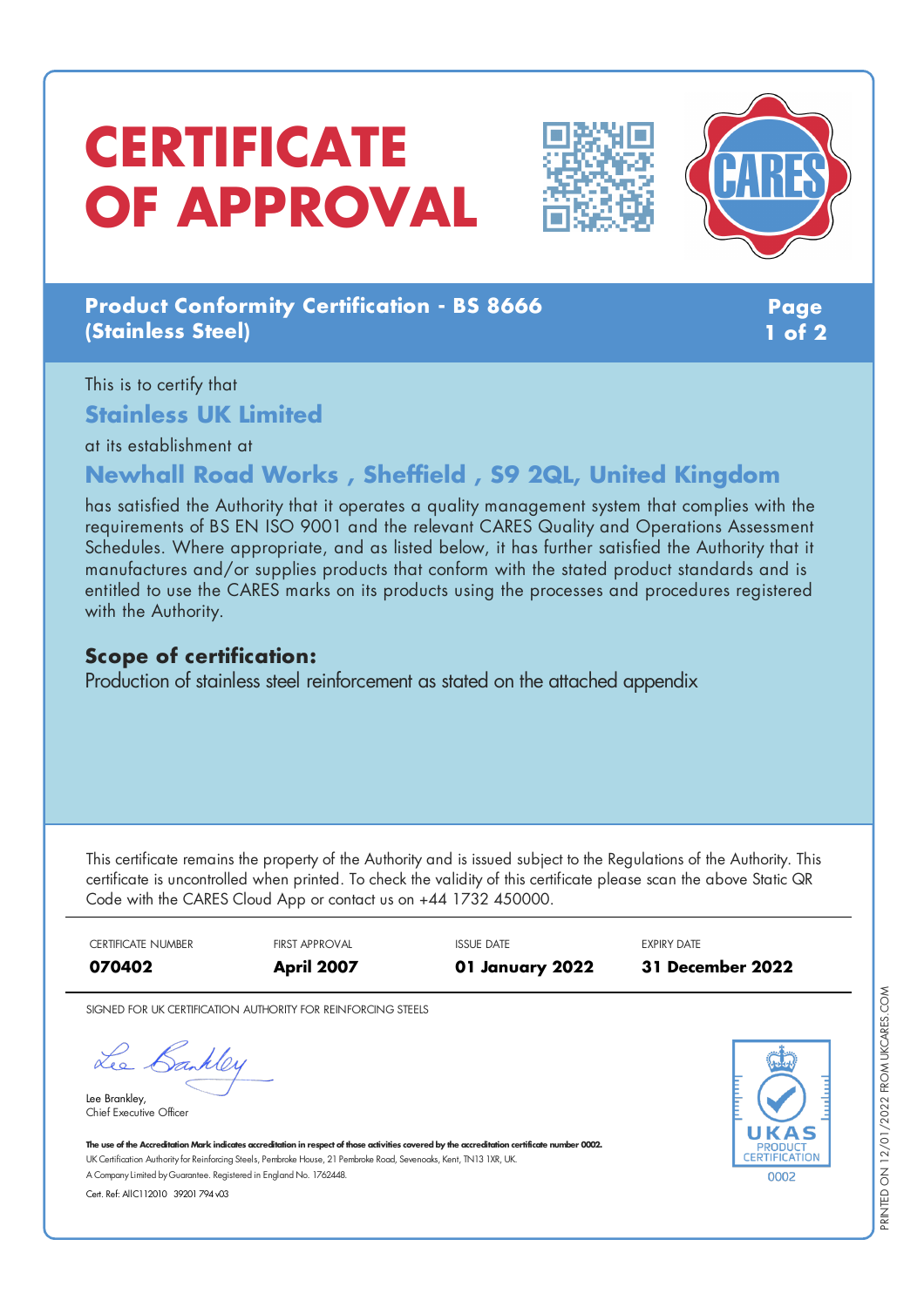# CERTIFICATE OF APPROVAL

**Product Conformity Certification - BS 8666 (Stainless Steel)**

This is to certify that

## Stainless UK Limited

at its establishment at

## Newhall Road Works , Sheffield , S9 2QL, United Kingdom

has satisfied the Authority that it operates a quality management system that complies with the requirements of BS EN ISO 9001 and the relevant CARES Quality and Operations Assessment Schedules. Where appropriate, and as listed below, it has further satisfied the Authority that it manufactures and/or supplies products that conform with the stated product standards and is entitled to use the CARES marks on its products using the processes and procedures registered with the Authority.

### Scope of certification:

Production of stainless steel reinforcement as stated on the attached appendix

This certificate remains the property of the Authority and is issued subject to the Regulations of the Authority. This certificate is uncontrolled when printed. To check the validity of this certificate please scan the above Static QR Code with the CARES Cloud App or contact us on +44 1732 450000.

| CERTIFICATE NUMBER | FIRST APPROVAL | ISSUE DATE | EXPIRY DATE |
| --- | --- | --- | --- |
| **070402** | **April 2007** | **01 January 2022** | **31 December 2022** |

SIGNED FOR UK CERTIFICATION AUTHORITY FOR REINFORCING STEELS

Lee Brankley,
Chief Executive Officer

**The use of the Accreditation Mark indicates accreditation in respect of those activities covered by the accreditation certificate number 0002.**
UK Certification Authority for Reinforcing Steels, Pembroke House, 21 Pembroke Road, Sevenoaks, Kent, TN13 1XR, UK.
A Company Limited by Guarantee. Registered in England No. 1762448.
Cert. Ref: AIIC112010 39201 794 v03

UKAS PRODUCT CERTIFICATION 0002

PRINTED ON 12/01/2022 FROM UKCARES.COM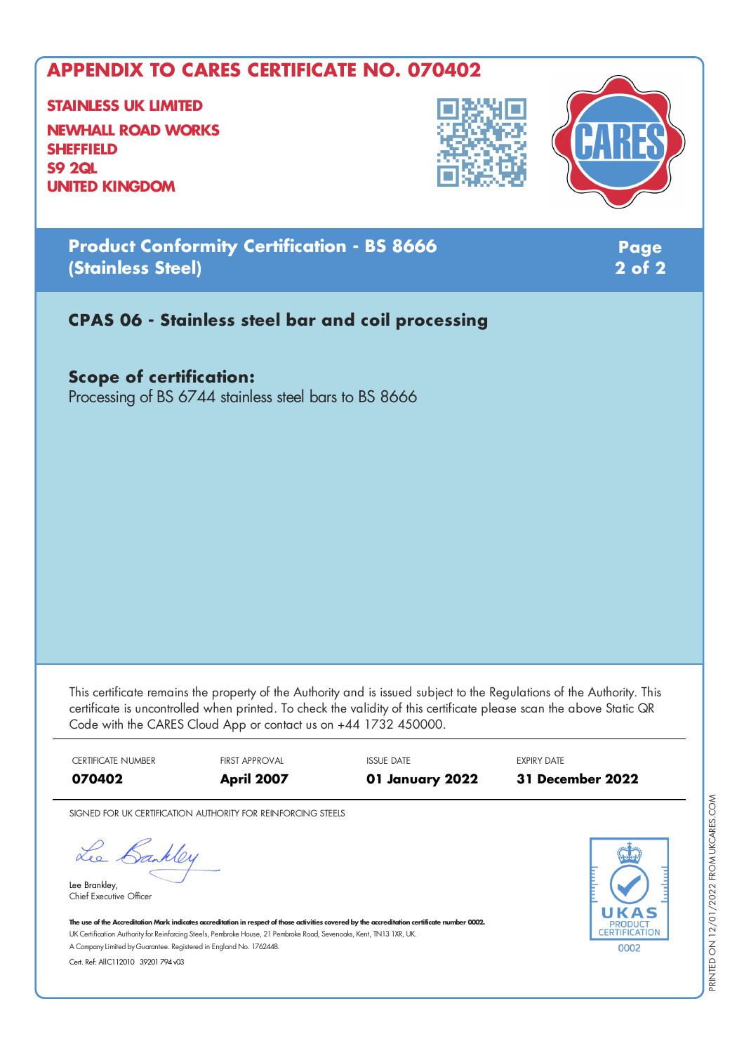# APPENDIX TO CARES CERTIFICATE NO. 070402

**STAINLESS UK LIMITED**
**NEWHALL ROAD WORKS**
**SHEFFIELD**
**S9 2QL**
**UNITED KINGDOM**

## Product Conformity Certification - BS 8666 (Stainless Steel)

### CPAS 06 - Stainless steel bar and coil processing

**Scope of certification:**
Processing of BS 6744 stainless steel bars to BS 8666

This certificate remains the property of the Authority and is issued subject to the Regulations of the Authority. This certificate is uncontrolled when printed. To check the validity of this certificate please scan the above Static QR Code with the CARES Cloud App or contact us on +44 1732 450000.

| CERTIFICATE NUMBER | FIRST APPROVAL | ISSUE DATE | EXPIRY DATE |
| --- | --- | --- | --- |
| **070402** | **April 2007** | **01 January 2022** | **31 December 2022** |

SIGNED FOR UK CERTIFICATION AUTHORITY FOR REINFORCING STEELS

Lee Brankley,
Chief Executive Officer

**The use of the Accreditation Mark indicates accreditation in respect of those activities covered by the accreditation certificate number 0002.**
UK Certification Authority for Reinforcing Steels, Pembroke House, 21 Pembroke Road, Sevenoaks, Kent, TN13 1XR, UK.
A Company Limited by Guarantee. Registered in England No. 1762448.
Cert. Ref: AIIC112010 39201 794 v03

UKAS PRODUCT CERTIFICATION 0002

PRINTED ON 12/01/2022 FROM UKCARES.COM